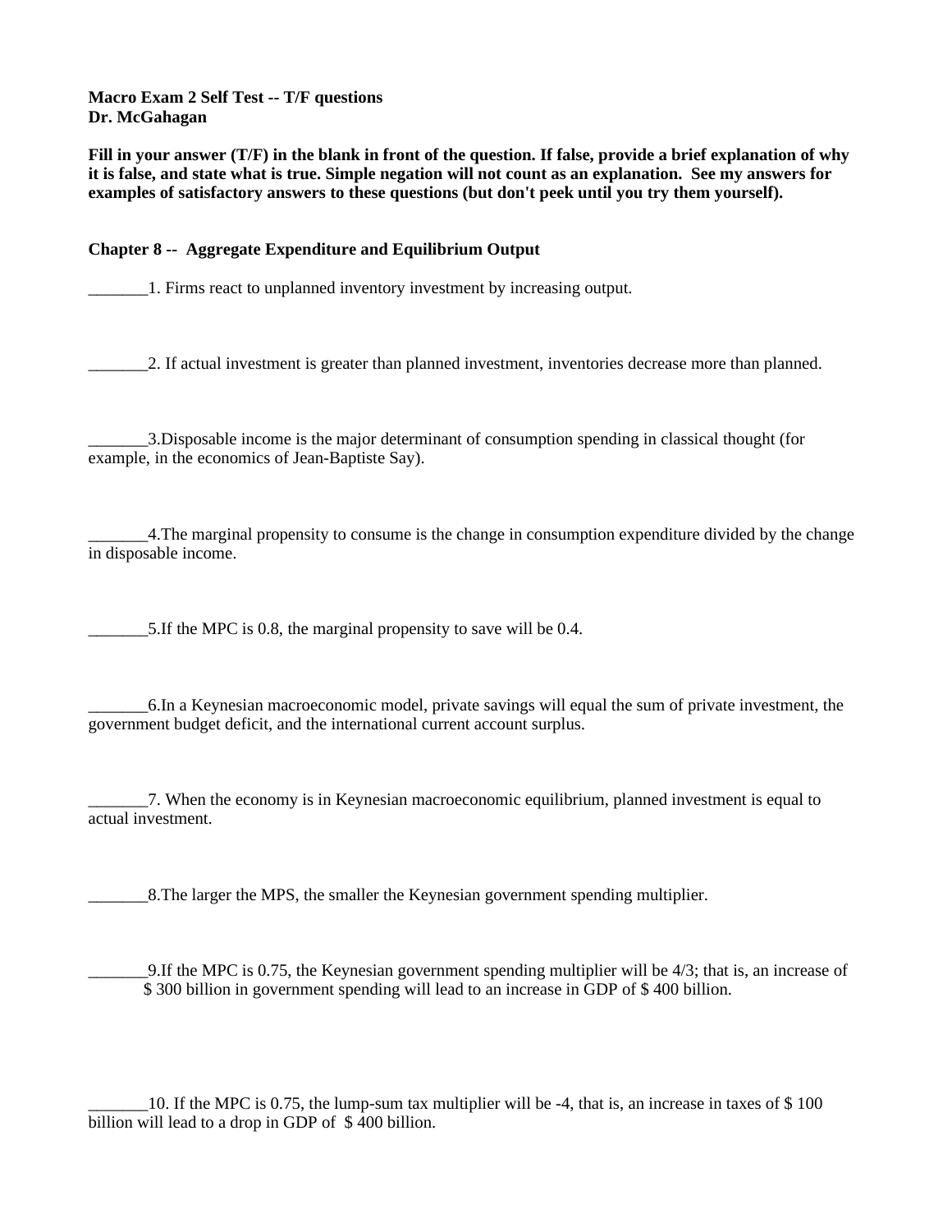**Macro Exam 2 Self Test -- T/F questions**
**Dr. McGahagan**

**Fill in your answer (T/F) in the blank in front of the question. If false, provide a brief explanation of why it is false, and state what is true. Simple negation will not count as an explanation. See my answers for examples of satisfactory answers to these questions (but don't peek until you try them yourself).**

**Chapter 8 -- Aggregate Expenditure and Equilibrium Output**

_______1. Firms react to unplanned inventory investment by increasing output.

_______2. If actual investment is greater than planned investment, inventories decrease more than planned.

_______3.Disposable income is the major determinant of consumption spending in classical thought (for example, in the economics of Jean-Baptiste Say).

_______4.The marginal propensity to consume is the change in consumption expenditure divided by the change in disposable income.

_______5.If the MPC is 0.8, the marginal propensity to save will be 0.4.

_______6.In a Keynesian macroeconomic model, private savings will equal the sum of private investment, the government budget deficit, and the international current account surplus.

_______7. When the economy is in Keynesian macroeconomic equilibrium, planned investment is equal to actual investment.

_______8.The larger the MPS, the smaller the Keynesian government spending multiplier.

_______9.If the MPC is 0.75, the Keynesian government spending multiplier will be 4/3; that is, an increase of $ 300 billion in government spending will lead to an increase in GDP of $ 400 billion.

_______10. If the MPC is 0.75, the lump-sum tax multiplier will be -4, that is, an increase in taxes of $ 100 billion will lead to a drop in GDP of $ 400 billion.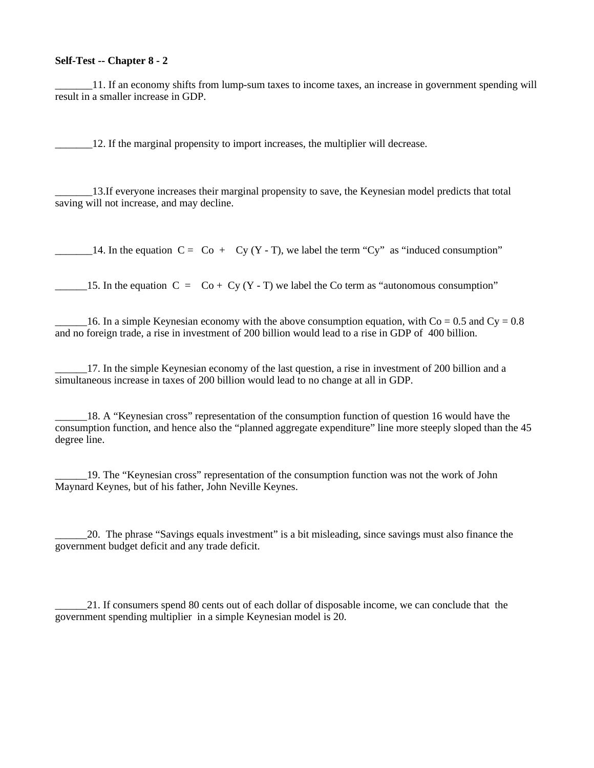**Self-Test -- Chapter 8 - 2**

_______11. If an economy shifts from lump-sum taxes to income taxes, an increase in government spending will result in a smaller increase in GDP.

_______12. If the marginal propensity to import increases, the multiplier will decrease.

_______13.If everyone increases their marginal propensity to save, the Keynesian model predicts that total saving will not increase, and may decline.

_______14. In the equation $C = Co + Cy (Y - T)$, we label the term "Cy" as "induced consumption"

______15. In the equation $C = Co + Cy (Y - T)$ we label the Co term as "autonomous consumption"

______16. In a simple Keynesian economy with the above consumption equation, with $Co = 0.5$ and $Cy = 0.8$ and no foreign trade, a rise in investment of 200 billion would lead to a rise in GDP of 400 billion.

______17. In the simple Keynesian economy of the last question, a rise in investment of 200 billion and a simultaneous increase in taxes of 200 billion would lead to no change at all in GDP.

______18. A "Keynesian cross" representation of the consumption function of question 16 would have the consumption function, and hence also the "planned aggregate expenditure" line more steeply sloped than the 45 degree line.

______19. The "Keynesian cross" representation of the consumption function was not the work of John Maynard Keynes, but of his father, John Neville Keynes.

______20. The phrase "Savings equals investment" is a bit misleading, since savings must also finance the government budget deficit and any trade deficit.

______21. If consumers spend 80 cents out of each dollar of disposable income, we can conclude that the government spending multiplier in a simple Keynesian model is 20.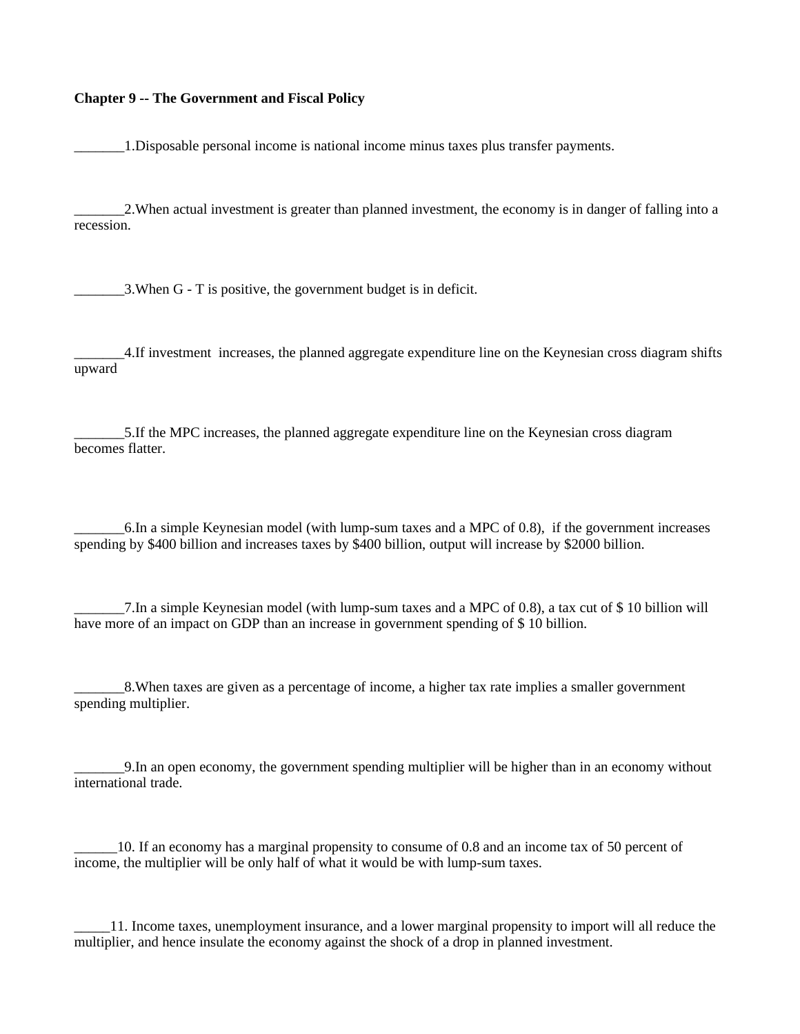**Chapter 9 -- The Government and Fiscal Policy**

_______1.Disposable personal income is national income minus taxes plus transfer payments.

_______2.When actual investment is greater than planned investment, the economy is in danger of falling into a recession.

_______3.When G - T is positive, the government budget is in deficit.

_______4.If investment increases, the planned aggregate expenditure line on the Keynesian cross diagram shifts upward

_______5.If the MPC increases, the planned aggregate expenditure line on the Keynesian cross diagram becomes flatter.

_______6.In a simple Keynesian model (with lump-sum taxes and a MPC of 0.8), if the government increases spending by $400 billion and increases taxes by $400 billion, output will increase by $2000 billion.

_______7.In a simple Keynesian model (with lump-sum taxes and a MPC of 0.8), a tax cut of $ 10 billion will have more of an impact on GDP than an increase in government spending of $ 10 billion.

_______8.When taxes are given as a percentage of income, a higher tax rate implies a smaller government spending multiplier.

_______9.In an open economy, the government spending multiplier will be higher than in an economy without international trade.

______10. If an economy has a marginal propensity to consume of 0.8 and an income tax of 50 percent of income, the multiplier will be only half of what it would be with lump-sum taxes.

_____11. Income taxes, unemployment insurance, and a lower marginal propensity to import will all reduce the multiplier, and hence insulate the economy against the shock of a drop in planned investment.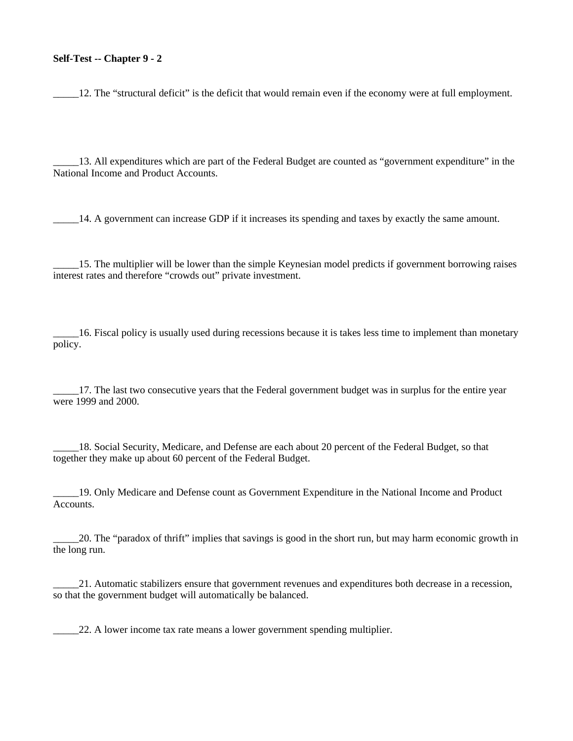**Self-Test -- Chapter 9 - 2**

_____12. The “structural deficit” is the deficit that would remain even if the economy were at full employment.

_____13. All expenditures which are part of the Federal Budget are counted as “government expenditure” in the National Income and Product Accounts.

_____14. A government can increase GDP if it increases its spending and taxes by exactly the same amount.

_____15. The multiplier will be lower than the simple Keynesian model predicts if government borrowing raises interest rates and therefore “crowds out” private investment.

_____16. Fiscal policy is usually used during recessions because it is takes less time to implement than monetary policy.

_____17. The last two consecutive years that the Federal government budget was in surplus for the entire year were 1999 and 2000.

_____18. Social Security, Medicare, and Defense are each about 20 percent of the Federal Budget, so that together they make up about 60 percent of the Federal Budget.

_____19. Only Medicare and Defense count as Government Expenditure in the National Income and Product Accounts.

_____20. The “paradox of thrift” implies that savings is good in the short run, but may harm economic growth in the long run.

_____21. Automatic stabilizers ensure that government revenues and expenditures both decrease in a recession, so that the government budget will automatically be balanced.

_____22. A lower income tax rate means a lower government spending multiplier.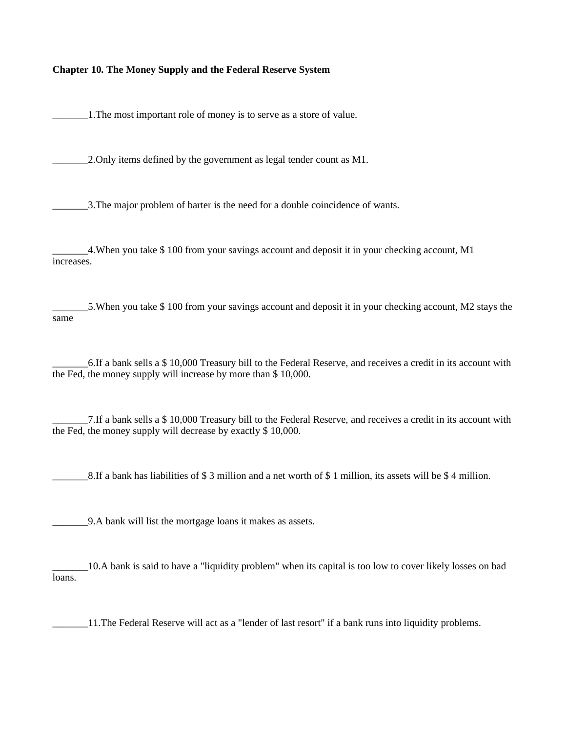**Chapter 10. The Money Supply and the Federal Reserve System**

_______1.The most important role of money is to serve as a store of value.

_______2.Only items defined by the government as legal tender count as M1.

_______3.The major problem of barter is the need for a double coincidence of wants.

_______4.When you take $ 100 from your savings account and deposit it in your checking account, M1 increases.

_______5.When you take $ 100 from your savings account and deposit it in your checking account, M2 stays the same

_______6.If a bank sells a $ 10,000 Treasury bill to the Federal Reserve, and receives a credit in its account with the Fed, the money supply will increase by more than $ 10,000.

_______7.If a bank sells a $ 10,000 Treasury bill to the Federal Reserve, and receives a credit in its account with the Fed, the money supply will decrease by exactly $ 10,000.

_______8.If a bank has liabilities of $ 3 million and a net worth of $ 1 million, its assets will be $ 4 million.

_______9.A bank will list the mortgage loans it makes as assets.

_______10.A bank is said to have a "liquidity problem" when its capital is too low to cover likely losses on bad loans.

_______11.The Federal Reserve will act as a "lender of last resort" if a bank runs into liquidity problems.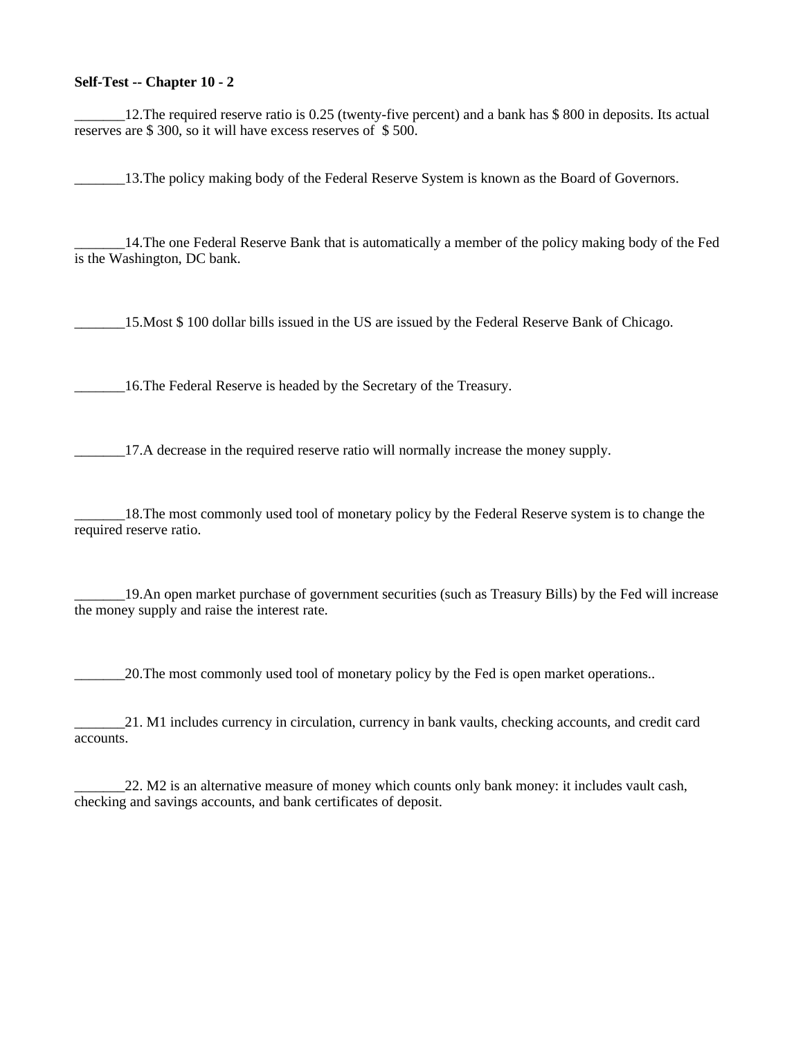**Self-Test -- Chapter 10 - 2**

_______12.The required reserve ratio is 0.25 (twenty-five percent) and a bank has $ 800 in deposits. Its actual reserves are $ 300, so it will have excess reserves of  $ 500.

_______13.The policy making body of the Federal Reserve System is known as the Board of Governors.

_______14.The one Federal Reserve Bank that is automatically a member of the policy making body of the Fed is the Washington, DC bank.

_______15.Most $ 100 dollar bills issued in the US are issued by the Federal Reserve Bank of Chicago.

_______16.The Federal Reserve is headed by the Secretary of the Treasury.

_______17.A decrease in the required reserve ratio will normally increase the money supply.

_______18.The most commonly used tool of monetary policy by the Federal Reserve system is to change the required reserve ratio.

_______19.An open market purchase of government securities (such as Treasury Bills) by the Fed will increase the money supply and raise the interest rate.

_______20.The most commonly used tool of monetary policy by the Fed is open market operations..

_______21. M1 includes currency in circulation, currency in bank vaults, checking accounts, and credit card accounts.

_______22. M2 is an alternative measure of money which counts only bank money: it includes vault cash, checking and savings accounts, and bank certificates of deposit.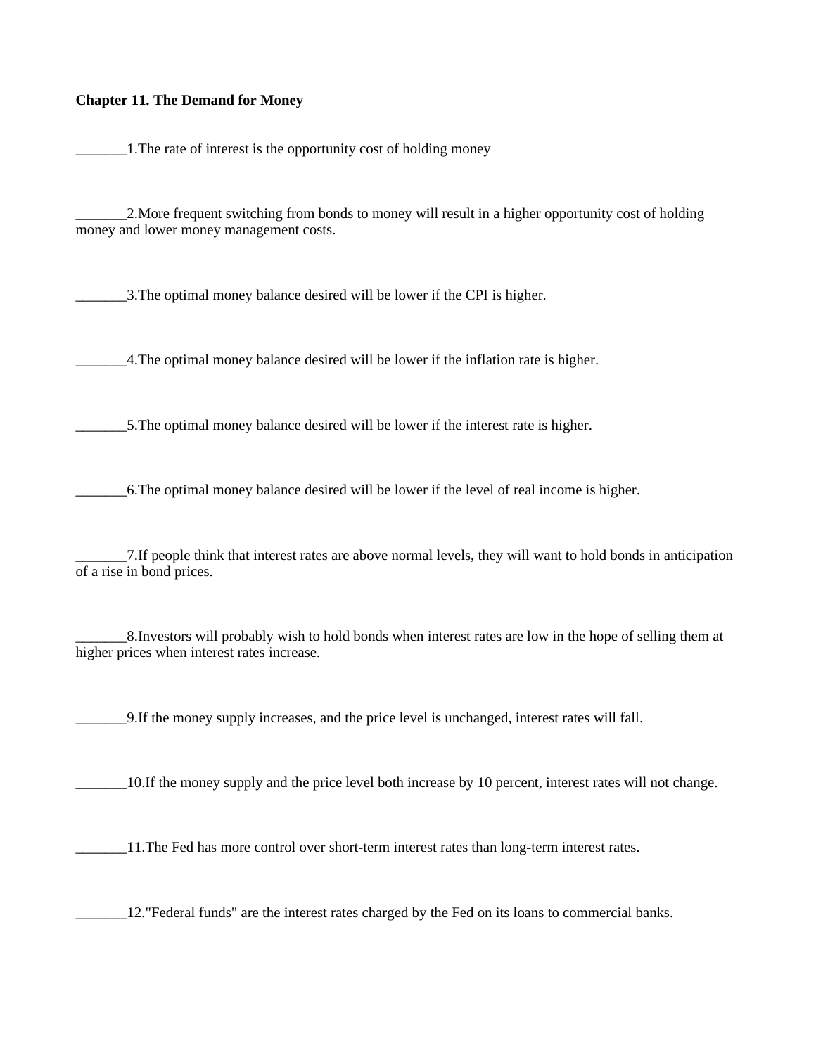**Chapter 11. The Demand for Money**

_______1.The rate of interest is the opportunity cost of holding money

_______2.More frequent switching from bonds to money will result in a higher opportunity cost of holding money and lower money management costs.

_______3.The optimal money balance desired will be lower if the CPI is higher.

_______4.The optimal money balance desired will be lower if the inflation rate is higher.

_______5.The optimal money balance desired will be lower if the interest rate is higher.

_______6.The optimal money balance desired will be lower if the level of real income is higher.

_______7.If people think that interest rates are above normal levels, they will want to hold bonds in anticipation of a rise in bond prices.

_______8.Investors will probably wish to hold bonds when interest rates are low in the hope of selling them at higher prices when interest rates increase.

_______9.If the money supply increases, and the price level is unchanged, interest rates will fall.

_______10.If the money supply and the price level both increase by 10 percent, interest rates will not change.

_______11.The Fed has more control over short-term interest rates than long-term interest rates.

_______12."Federal funds" are the interest rates charged by the Fed on its loans to commercial banks.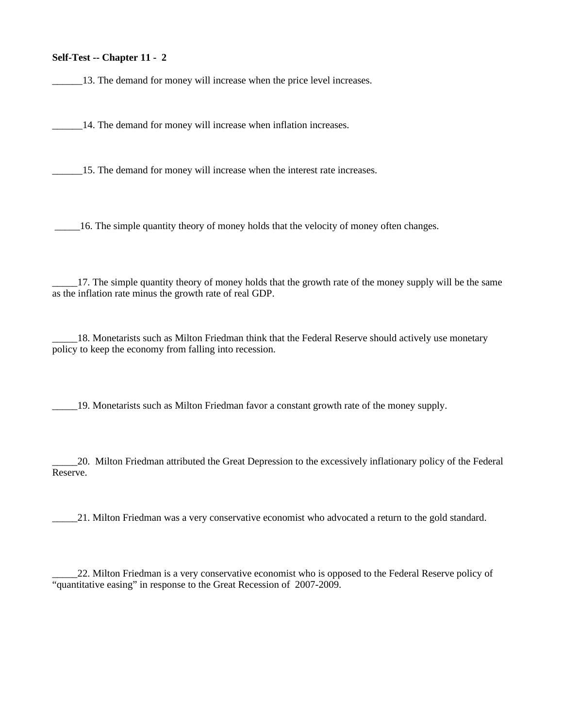**Self-Test -- Chapter 11 - 2**

______13. The demand for money will increase when the price level increases.

______14. The demand for money will increase when inflation increases.

______15. The demand for money will increase when the interest rate increases.

_____16. The simple quantity theory of money holds that the velocity of money often changes.

_____17. The simple quantity theory of money holds that the growth rate of the money supply will be the same as the inflation rate minus the growth rate of real GDP.

_____18. Monetarists such as Milton Friedman think that the Federal Reserve should actively use monetary policy to keep the economy from falling into recession.

_____19. Monetarists such as Milton Friedman favor a constant growth rate of the money supply.

_____20. Milton Friedman attributed the Great Depression to the excessively inflationary policy of the Federal Reserve.

_____21. Milton Friedman was a very conservative economist who advocated a return to the gold standard.

_____22. Milton Friedman is a very conservative economist who is opposed to the Federal Reserve policy of "quantitative easing" in response to the Great Recession of 2007-2009.